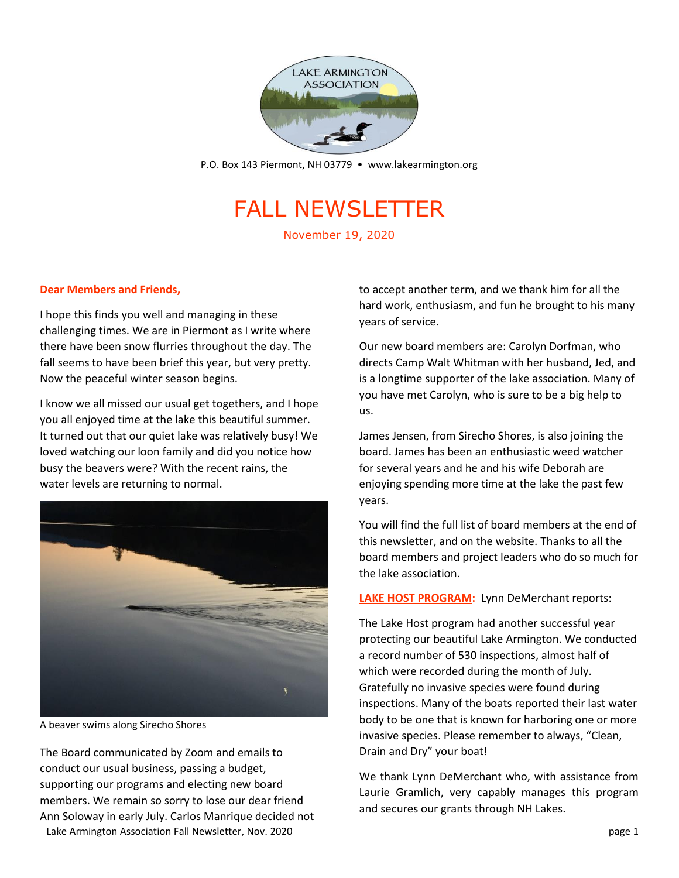LAKE ARMINGTON ASSOCIATION

P.O. Box 143 Piermont, NH 03779 • www.lakearmington.org

# FALL NEWSLETTER

November 19, 2020

**Dear Members and Friends,**

I hope this finds you well and managing in these challenging times. We are in Piermont as I write where there have been snow flurries throughout the day. The fall seems to have been brief this year, but very pretty. Now the peaceful winter season begins.

I know we all missed our usual get togethers, and I hope you all enjoyed time at the lake this beautiful summer. It turned out that our quiet lake was relatively busy! We loved watching our loon family and did you notice how busy the beavers were? With the recent rains, the water levels are returning to normal.

A beaver swims along Sirecho Shores

The Board communicated by Zoom and emails to conduct our usual business, passing a budget, supporting our programs and electing new board members. We remain so sorry to lose our dear friend Ann Soloway in early July. Carlos Manrique decided not to accept another term, and we thank him for all the hard work, enthusiasm, and fun he brought to his many years of service.

Our new board members are: Carolyn Dorfman, who directs Camp Walt Whitman with her husband, Jed, and is a longtime supporter of the lake association. Many of you have met Carolyn, who is sure to be a big help to us.

James Jensen, from Sirecho Shores, is also joining the board. James has been an enthusiastic weed watcher for several years and he and his wife Deborah are enjoying spending more time at the lake the past few years.

You will find the full list of board members at the end of this newsletter, and on the website. Thanks to all the board members and project leaders who do so much for the lake association.

**LAKE HOST PROGRAM:** Lynn DeMerchant reports:

The Lake Host program had another successful year protecting our beautiful Lake Armington. We conducted a record number of 530 inspections, almost half of which were recorded during the month of July. Gratefully no invasive species were found during inspections. Many of the boats reported their last water body to be one that is known for harboring one or more invasive species. Please remember to always, "Clean, Drain and Dry" your boat!

We thank Lynn DeMerchant who, with assistance from Laurie Gramlich, very capably manages this program and secures our grants through NH Lakes.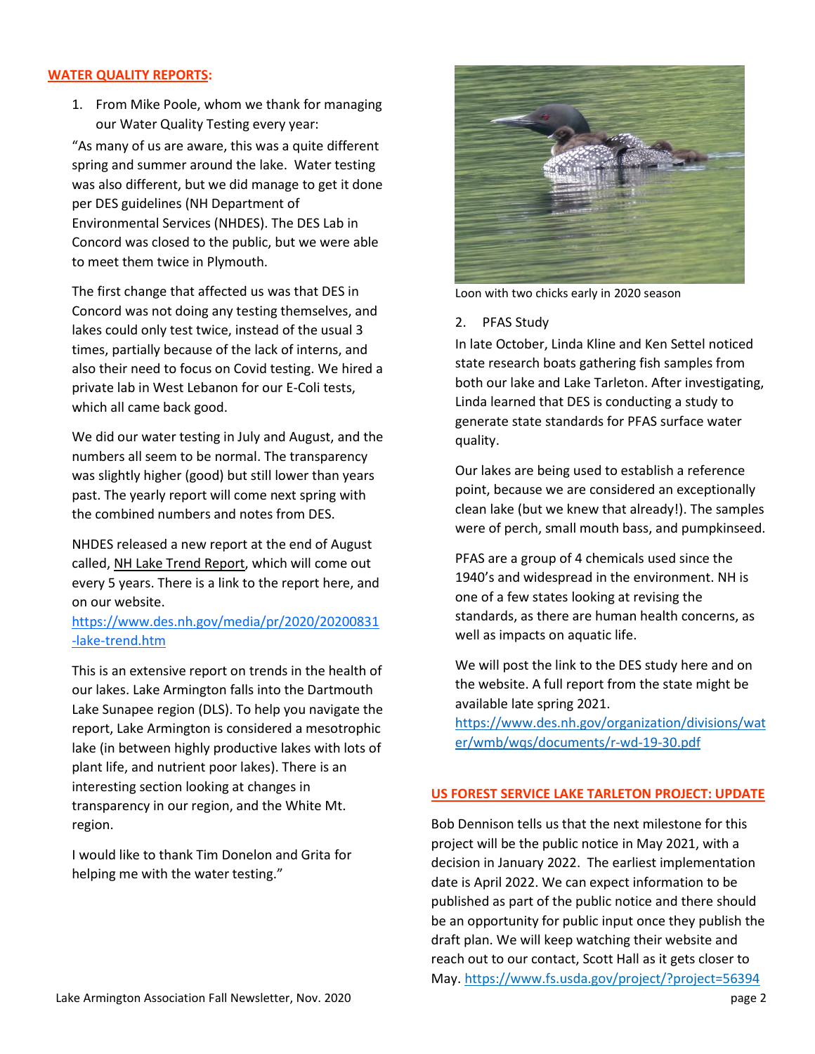## WATER QUALITY REPORTS:

1. From Mike Poole, whom we thank for managing our Water Quality Testing every year:

"As many of us are aware, this was a quite different spring and summer around the lake. Water testing was also different, but we did manage to get it done per DES guidelines (NH Department of Environmental Services (NHDES). The DES Lab in Concord was closed to the public, but we were able to meet them twice in Plymouth.

The first change that affected us was that DES in Concord was not doing any testing themselves, and lakes could only test twice, instead of the usual 3 times, partially because of the lack of interns, and also their need to focus on Covid testing. We hired a private lab in West Lebanon for our E-Coli tests, which all came back good.

We did our water testing in July and August, and the numbers all seem to be normal. The transparency was slightly higher (good) but still lower than years past. The yearly report will come next spring with the combined numbers and notes from DES.

NHDES released a new report at the end of August called, NH Lake Trend Report, which will come out every 5 years. There is a link to the report here, and on our website.
https://www.des.nh.gov/media/pr/2020/20200831-lake-trend.htm

This is an extensive report on trends in the health of our lakes. Lake Armington falls into the Dartmouth Lake Sunapee region (DLS). To help you navigate the report, Lake Armington is considered a mesotrophic lake (in between highly productive lakes with lots of plant life, and nutrient poor lakes). There is an interesting section looking at changes in transparency in our region, and the White Mt. region.

I would like to thank Tim Donelon and Grita for helping me with the water testing."

Loon with two chicks early in 2020 season

2. PFAS Study

In late October, Linda Kline and Ken Settel noticed state research boats gathering fish samples from both our lake and Lake Tarleton. After investigating, Linda learned that DES is conducting a study to generate state standards for PFAS surface water quality.

Our lakes are being used to establish a reference point, because we are considered an exceptionally clean lake (but we knew that already!). The samples were of perch, small mouth bass, and pumpkinseed.

PFAS are a group of 4 chemicals used since the 1940's and widespread in the environment. NH is one of a few states looking at revising the standards, as there are human health concerns, as well as impacts on aquatic life.

We will post the link to the DES study here and on the website. A full report from the state might be available late spring 2021.
https://www.des.nh.gov/organization/divisions/water/wmb/wqs/documents/r-wd-19-30.pdf

## US FOREST SERVICE LAKE TARLETON PROJECT: UPDATE

Bob Dennison tells us that the next milestone for this project will be the public notice in May 2021, with a decision in January 2022. The earliest implementation date is April 2022. We can expect information to be published as part of the public notice and there should be an opportunity for public input once they publish the draft plan. We will keep watching their website and reach out to our contact, Scott Hall as it gets closer to May. https://www.fs.usda.gov/project/?project=56394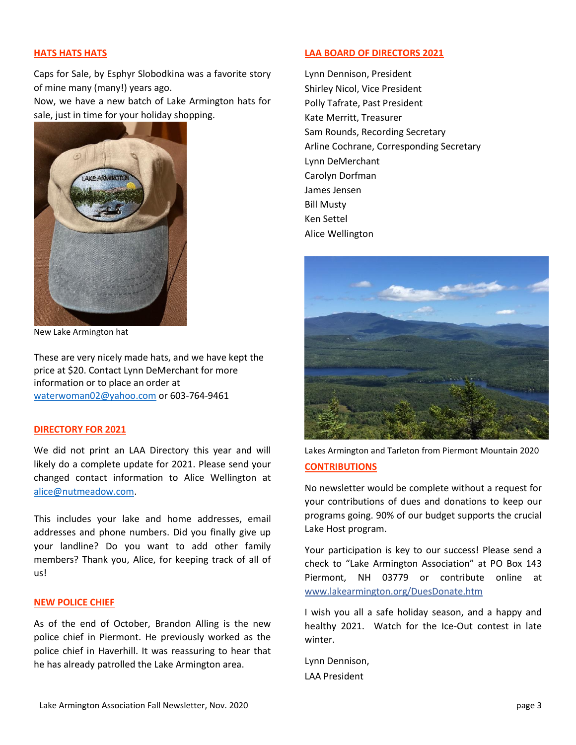## HATS HATS HATS

Caps for Sale, by Esphyr Slobodkina was a favorite story of mine many (many!) years ago.
Now, we have a new batch of Lake Armington hats for sale, just in time for your holiday shopping.

New Lake Armington hat

These are very nicely made hats, and we have kept the price at $20. Contact Lynn DeMerchant for more information or to place an order at waterwoman02@yahoo.com or 603-764-9461

## DIRECTORY FOR 2021

We did not print an LAA Directory this year and will likely do a complete update for 2021. Please send your changed contact information to Alice Wellington at alice@nutmeadow.com.

This includes your lake and home addresses, email addresses and phone numbers. Did you finally give up your landline? Do you want to add other family members? Thank you, Alice, for keeping track of all of us!

## NEW POLICE CHIEF

As of the end of October, Brandon Alling is the new police chief in Piermont. He previously worked as the police chief in Haverhill. It was reassuring to hear that he has already patrolled the Lake Armington area.

## LAA BOARD OF DIRECTORS 2021

Lynn Dennison, President
Shirley Nicol, Vice President
Polly Tafrate, Past President
Kate Merritt, Treasurer
Sam Rounds, Recording Secretary
Arline Cochrane, Corresponding Secretary
Lynn DeMerchant
Carolyn Dorfman
James Jensen
Bill Musty
Ken Settel
Alice Wellington

Lakes Armington and Tarleton from Piermont Mountain 2020

## CONTRIBUTIONS

No newsletter would be complete without a request for your contributions of dues and donations to keep our programs going. 90% of our budget supports the crucial Lake Host program.

Your participation is key to our success! Please send a check to "Lake Armington Association" at PO Box 143 Piermont, NH 03779 or contribute online at www.lakearmington.org/DuesDonate.htm

I wish you all a safe holiday season, and a happy and healthy 2021. Watch for the Ice-Out contest in late winter.

Lynn Dennison,
LAA President